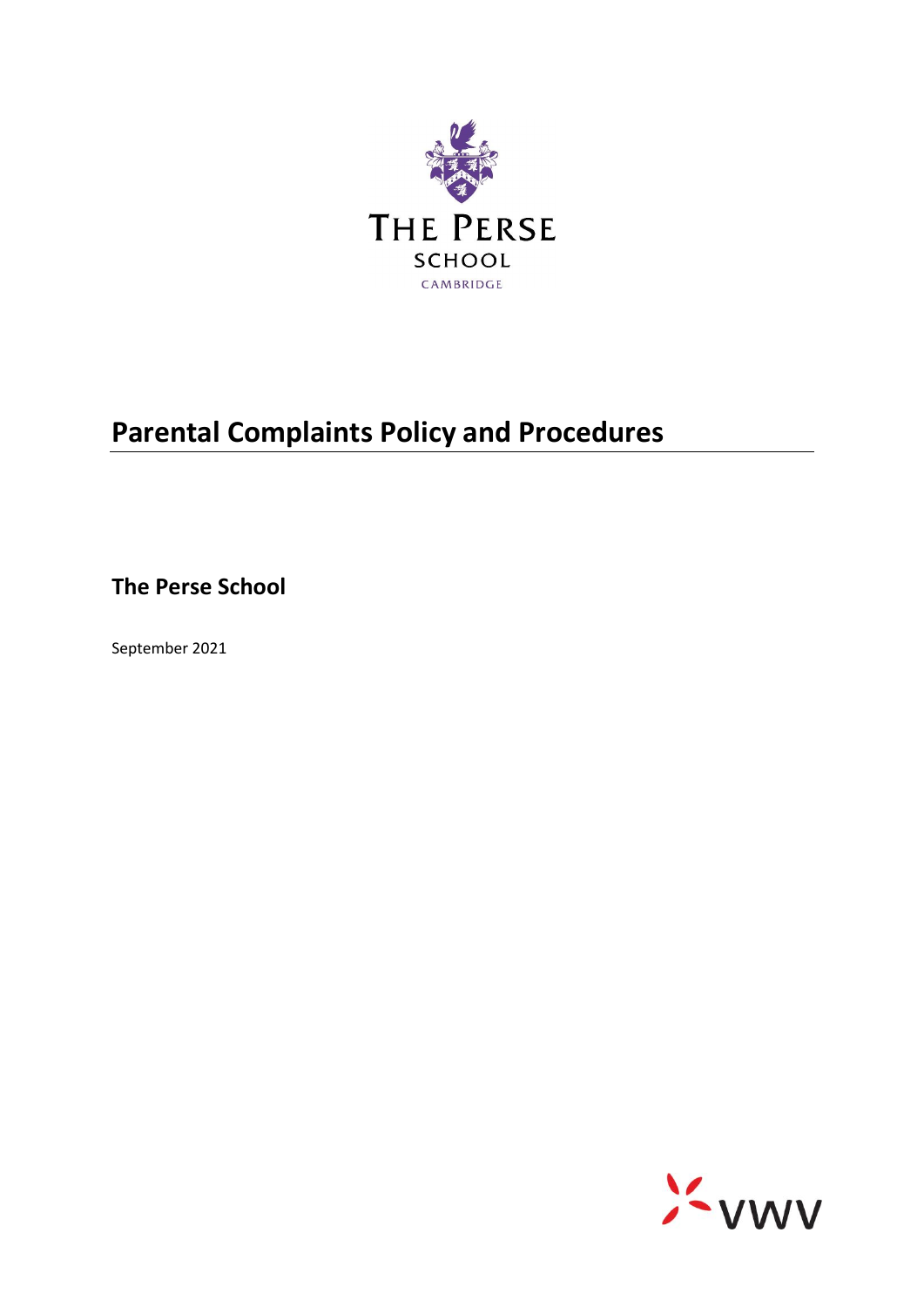THE PERSE
SCHOOL
CAMBRIDGE

# Parental Complaints Policy and Procedures

## The Perse School

September 2021

VWV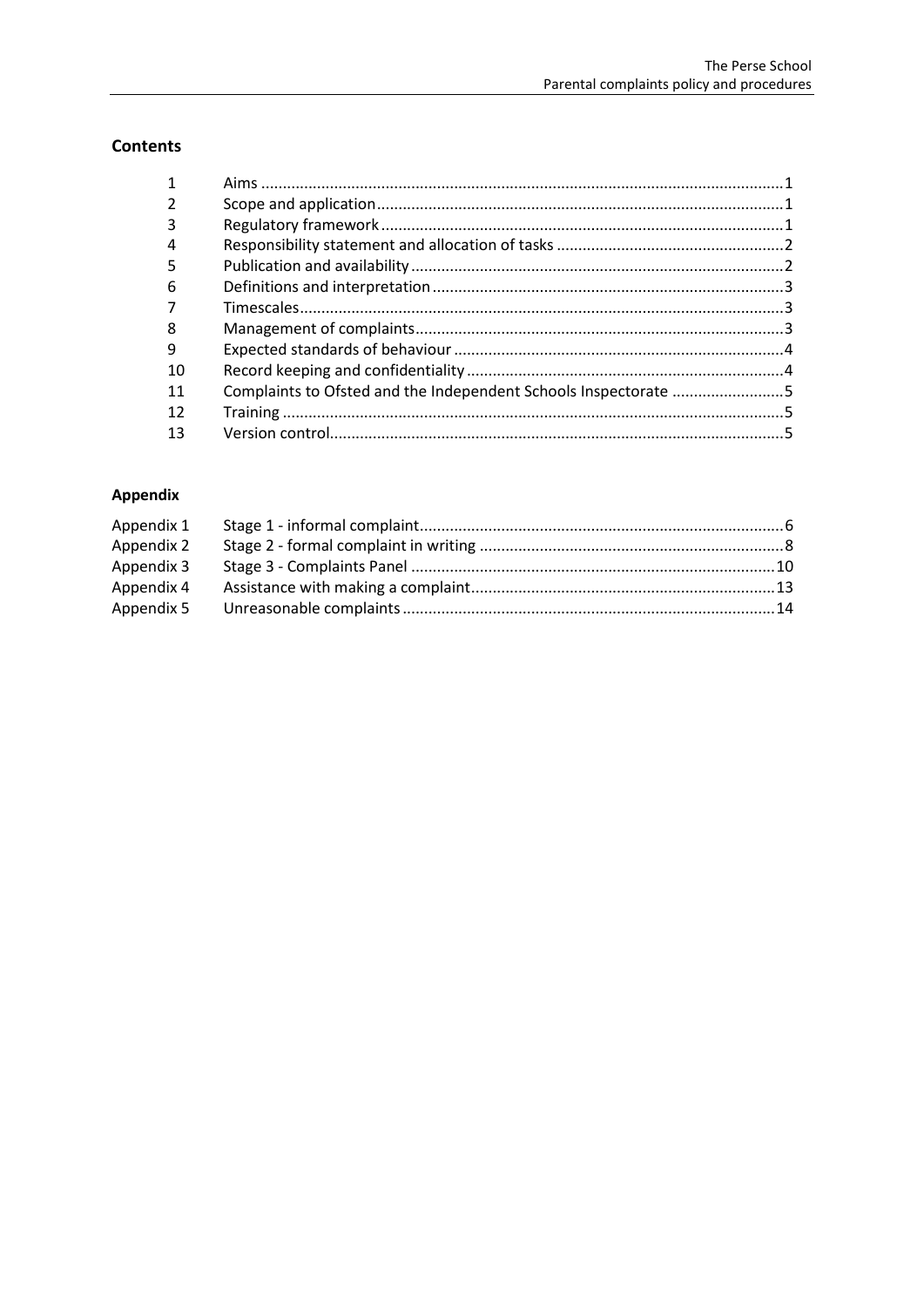## Contents

| | | |
|---|---|---|
| 1 | Aims | 1 |
| 2 | Scope and application | 1 |
| 3 | Regulatory framework | 1 |
| 4 | Responsibility statement and allocation of tasks | 2 |
| 5 | Publication and availability | 2 |
| 6 | Definitions and interpretation | 3 |
| 7 | Timescales | 3 |
| 8 | Management of complaints | 3 |
| 9 | Expected standards of behaviour | 4 |
| 10 | Record keeping and confidentiality | 4 |
| 11 | Complaints to Ofsted and the Independent Schools Inspectorate | 5 |
| 12 | Training | 5 |
| 13 | Version control | 5 |

## Appendix

| | | |
|---|---|---|
| Appendix 1 | Stage 1 - informal complaint | 6 |
| Appendix 2 | Stage 2 - formal complaint in writing | 8 |
| Appendix 3 | Stage 3 - Complaints Panel | 10 |
| Appendix 4 | Assistance with making a complaint | 13 |
| Appendix 5 | Unreasonable complaints | 14 |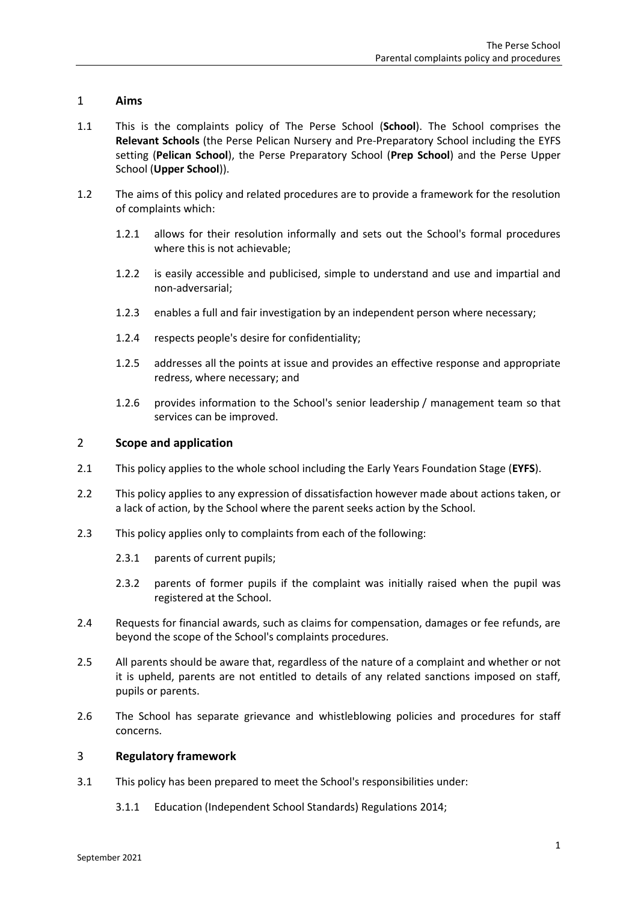## 1 **Aims**

1.1 This is the complaints policy of The Perse School (**School**). The School comprises the **Relevant Schools** (the Perse Pelican Nursery and Pre-Preparatory School including the EYFS setting (**Pelican School**), the Perse Preparatory School (**Prep School**) and the Perse Upper School (**Upper School**)).

1.2 The aims of this policy and related procedures are to provide a framework for the resolution of complaints which:

1.2.1 allows for their resolution informally and sets out the School's formal procedures where this is not achievable;

1.2.2 is easily accessible and publicised, simple to understand and use and impartial and non-adversarial;

1.2.3 enables a full and fair investigation by an independent person where necessary;

1.2.4 respects people's desire for confidentiality;

1.2.5 addresses all the points at issue and provides an effective response and appropriate redress, where necessary; and

1.2.6 provides information to the School's senior leadership / management team so that services can be improved.

## 2 **Scope and application**

2.1 This policy applies to the whole school including the Early Years Foundation Stage (**EYFS**).

2.2 This policy applies to any expression of dissatisfaction however made about actions taken, or a lack of action, by the School where the parent seeks action by the School.

2.3 This policy applies only to complaints from each of the following:

2.3.1 parents of current pupils;

2.3.2 parents of former pupils if the complaint was initially raised when the pupil was registered at the School.

2.4 Requests for financial awards, such as claims for compensation, damages or fee refunds, are beyond the scope of the School's complaints procedures.

2.5 All parents should be aware that, regardless of the nature of a complaint and whether or not it is upheld, parents are not entitled to details of any related sanctions imposed on staff, pupils or parents.

2.6 The School has separate grievance and whistleblowing policies and procedures for staff concerns.

## 3 **Regulatory framework**

3.1 This policy has been prepared to meet the School's responsibilities under:

3.1.1 Education (Independent School Standards) Regulations 2014;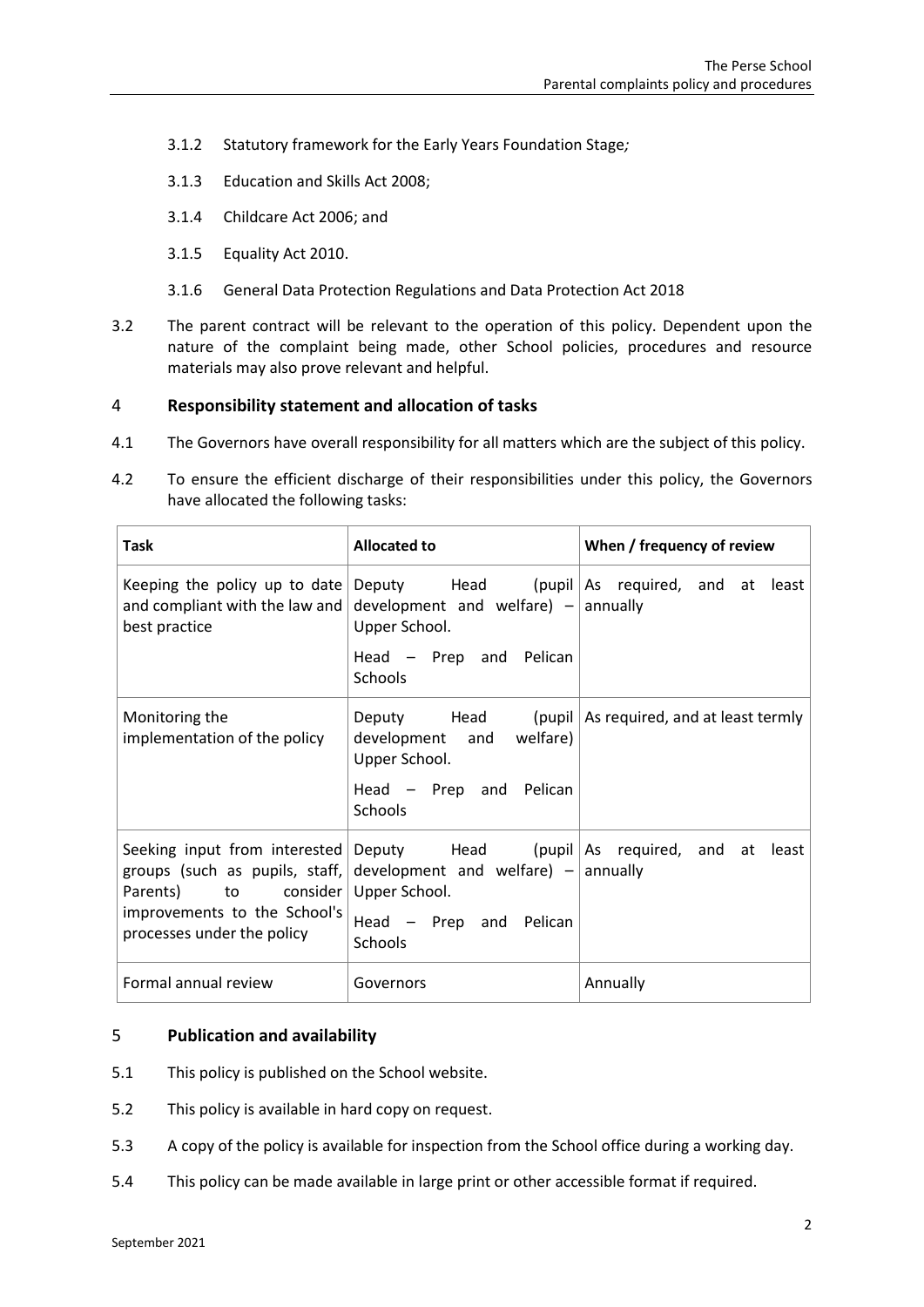3.1.2 Statutory framework for the Early Years Foundation Stage*;*

3.1.3 Education and Skills Act 2008;

3.1.4 Childcare Act 2006; and

3.1.5 Equality Act 2010.

3.1.6 General Data Protection Regulations and Data Protection Act 2018

3.2 The parent contract will be relevant to the operation of this policy. Dependent upon the nature of the complaint being made, other School policies, procedures and resource materials may also prove relevant and helpful.

## 4 Responsibility statement and allocation of tasks

4.1 The Governors have overall responsibility for all matters which are the subject of this policy.

4.2 To ensure the efficient discharge of their responsibilities under this policy, the Governors have allocated the following tasks:

| Task | Allocated to | When / frequency of review |
|---|---|---|
| Keeping the policy up to date and compliant with the law and best practice | Deputy Head (pupil development and welfare) – Upper School.<br>Head – Prep and Pelican Schools | As required, and at least annually |
| Monitoring the implementation of the policy | Deputy Head (pupil development and welfare) Upper School.<br>Head – Prep and Pelican Schools | As required, and at least termly |
| Seeking input from interested groups (such as pupils, staff, Parents) to consider improvements to the School's processes under the policy | Deputy Head (pupil development and welfare) – Upper School.<br>Head – Prep and Pelican Schools | As required, and at least annually |
| Formal annual review | Governors | Annually |

## 5 Publication and availability

5.1 This policy is published on the School website.

5.2 This policy is available in hard copy on request.

5.3 A copy of the policy is available for inspection from the School office during a working day.

5.4 This policy can be made available in large print or other accessible format if required.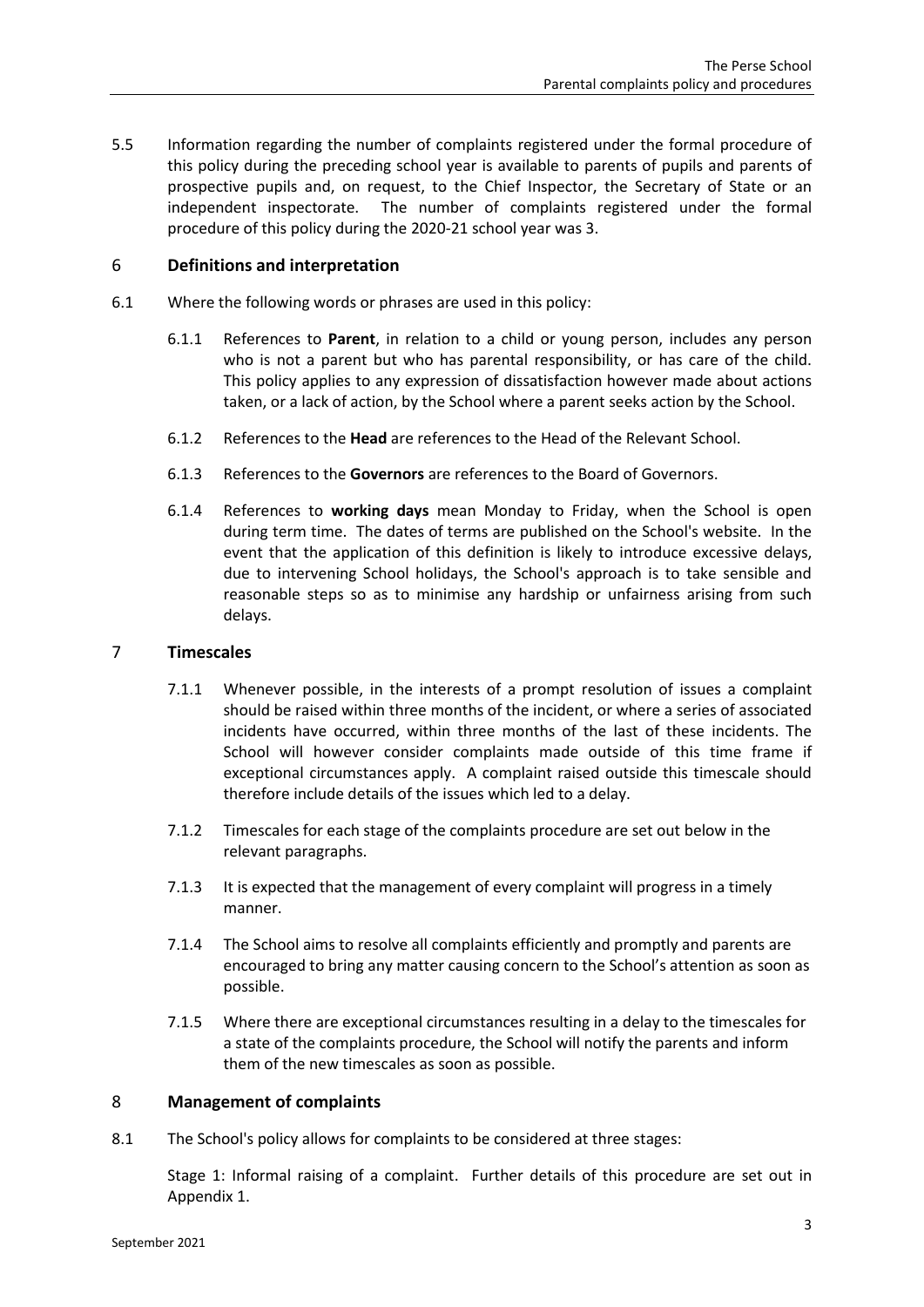5.5 Information regarding the number of complaints registered under the formal procedure of this policy during the preceding school year is available to parents of pupils and parents of prospective pupils and, on request, to the Chief Inspector, the Secretary of State or an independent inspectorate. The number of complaints registered under the formal procedure of this policy during the 2020-21 school year was 3.

## 6 Definitions and interpretation

6.1 Where the following words or phrases are used in this policy:

6.1.1 References to **Parent**, in relation to a child or young person, includes any person who is not a parent but who has parental responsibility, or has care of the child. This policy applies to any expression of dissatisfaction however made about actions taken, or a lack of action, by the School where a parent seeks action by the School.

6.1.2 References to the **Head** are references to the Head of the Relevant School.

6.1.3 References to the **Governors** are references to the Board of Governors.

6.1.4 References to **working days** mean Monday to Friday, when the School is open during term time. The dates of terms are published on the School's website. In the event that the application of this definition is likely to introduce excessive delays, due to intervening School holidays, the School's approach is to take sensible and reasonable steps so as to minimise any hardship or unfairness arising from such delays.

## 7 Timescales

7.1.1 Whenever possible, in the interests of a prompt resolution of issues a complaint should be raised within three months of the incident, or where a series of associated incidents have occurred, within three months of the last of these incidents. The School will however consider complaints made outside of this time frame if exceptional circumstances apply. A complaint raised outside this timescale should therefore include details of the issues which led to a delay.

7.1.2 Timescales for each stage of the complaints procedure are set out below in the relevant paragraphs.

7.1.3 It is expected that the management of every complaint will progress in a timely manner.

7.1.4 The School aims to resolve all complaints efficiently and promptly and parents are encouraged to bring any matter causing concern to the School's attention as soon as possible.

7.1.5 Where there are exceptional circumstances resulting in a delay to the timescales for a state of the complaints procedure, the School will notify the parents and inform them of the new timescales as soon as possible.

## 8 Management of complaints

8.1 The School's policy allows for complaints to be considered at three stages:

Stage 1: Informal raising of a complaint. Further details of this procedure are set out in Appendix 1.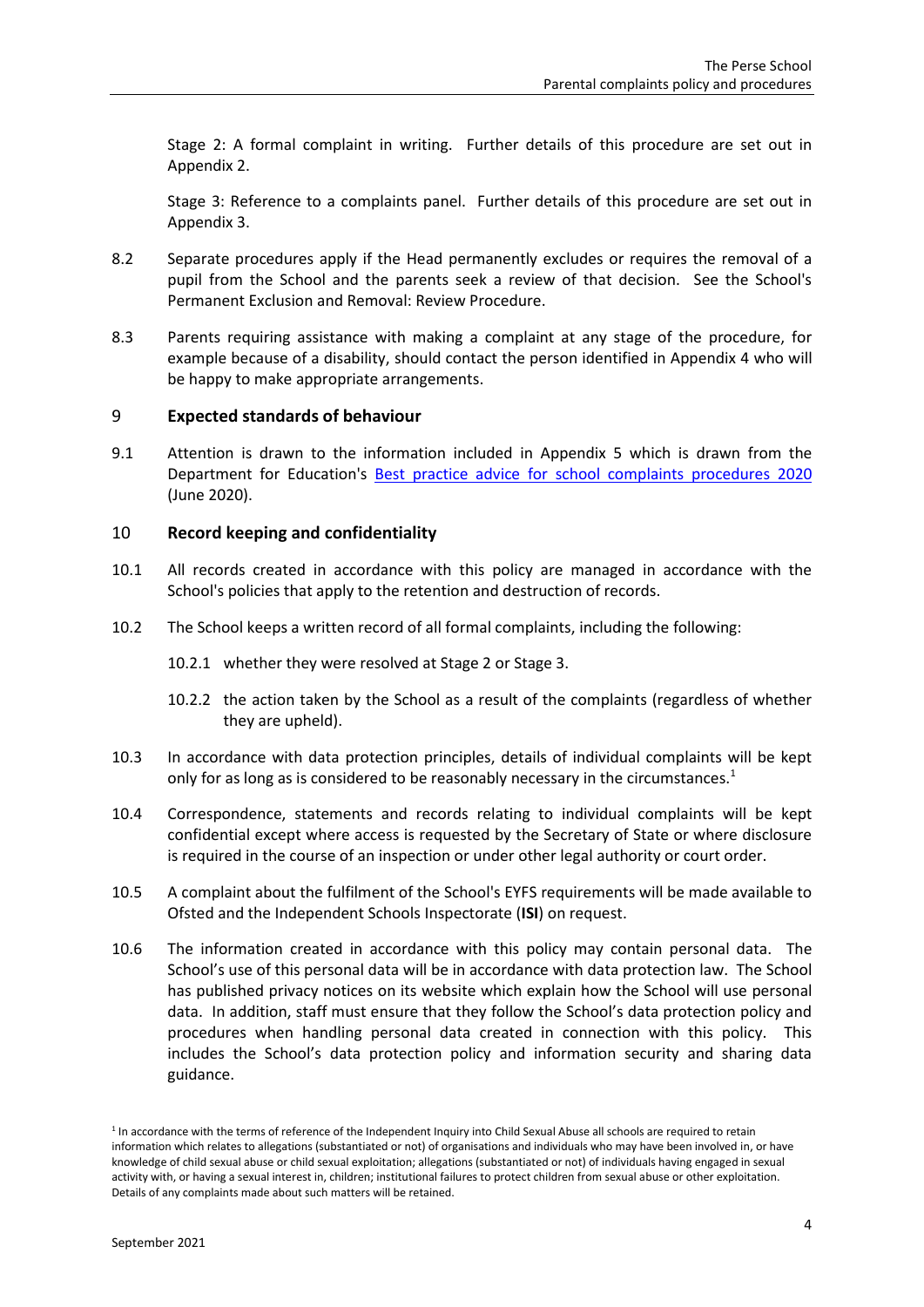Stage 2: A formal complaint in writing. Further details of this procedure are set out in Appendix 2.

Stage 3: Reference to a complaints panel. Further details of this procedure are set out in Appendix 3.

8.2 Separate procedures apply if the Head permanently excludes or requires the removal of a pupil from the School and the parents seek a review of that decision. See the School's Permanent Exclusion and Removal: Review Procedure.

8.3 Parents requiring assistance with making a complaint at any stage of the procedure, for example because of a disability, should contact the person identified in Appendix 4 who will be happy to make appropriate arrangements.

## 9 Expected standards of behaviour

9.1 Attention is drawn to the information included in Appendix 5 which is drawn from the Department for Education's [Best practice advice for school complaints procedures 2020]() (June 2020).

## 10 Record keeping and confidentiality

10.1 All records created in accordance with this policy are managed in accordance with the School's policies that apply to the retention and destruction of records.

10.2 The School keeps a written record of all formal complaints, including the following:

10.2.1 whether they were resolved at Stage 2 or Stage 3.

10.2.2 the action taken by the School as a result of the complaints (regardless of whether they are upheld).

10.3 In accordance with data protection principles, details of individual complaints will be kept only for as long as is considered to be reasonably necessary in the circumstances.[1]

10.4 Correspondence, statements and records relating to individual complaints will be kept confidential except where access is requested by the Secretary of State or where disclosure is required in the course of an inspection or under other legal authority or court order.

10.5 A complaint about the fulfilment of the School's EYFS requirements will be made available to Ofsted and the Independent Schools Inspectorate (**ISI**) on request.

10.6 The information created in accordance with this policy may contain personal data. The School's use of this personal data will be in accordance with data protection law. The School has published privacy notices on its website which explain how the School will use personal data. In addition, staff must ensure that they follow the School's data protection policy and procedures when handling personal data created in connection with this policy. This includes the School's data protection policy and information security and sharing data guidance.

[1] In accordance with the terms of reference of the Independent Inquiry into Child Sexual Abuse all schools are required to retain information which relates to allegations (substantiated or not) of organisations and individuals who may have been involved in, or have knowledge of child sexual abuse or child sexual exploitation; allegations (substantiated or not) of individuals having engaged in sexual activity with, or having a sexual interest in, children; institutional failures to protect children from sexual abuse or other exploitation. Details of any complaints made about such matters will be retained.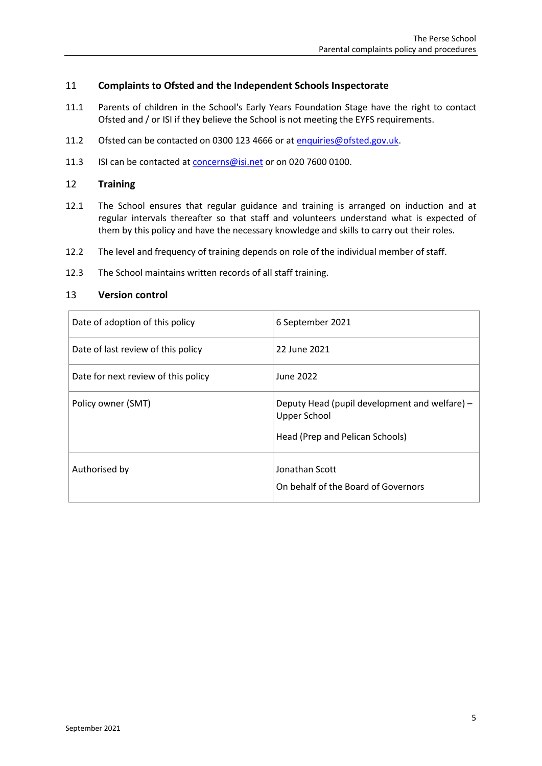## 11 Complaints to Ofsted and the Independent Schools Inspectorate

11.1 Parents of children in the School's Early Years Foundation Stage have the right to contact Ofsted and / or ISI if they believe the School is not meeting the EYFS requirements.

11.2 Ofsted can be contacted on 0300 123 4666 or at enquiries@ofsted.gov.uk.

11.3 ISI can be contacted at concerns@isi.net or on 020 7600 0100.

## 12 Training

12.1 The School ensures that regular guidance and training is arranged on induction and at regular intervals thereafter so that staff and volunteers understand what is expected of them by this policy and have the necessary knowledge and skills to carry out their roles.

12.2 The level and frequency of training depends on role of the individual member of staff.

12.3 The School maintains written records of all staff training.

## 13 Version control

| | |
|---|---|
| Date of adoption of this policy | 6 September 2021 |
| Date of last review of this policy | 22 June 2021 |
| Date for next review of this policy | June 2022 |
| Policy owner (SMT) | Deputy Head (pupil development and welfare) – Upper School<br><br>Head (Prep and Pelican Schools) |
| Authorised by | Jonathan Scott<br><br>On behalf of the Board of Governors |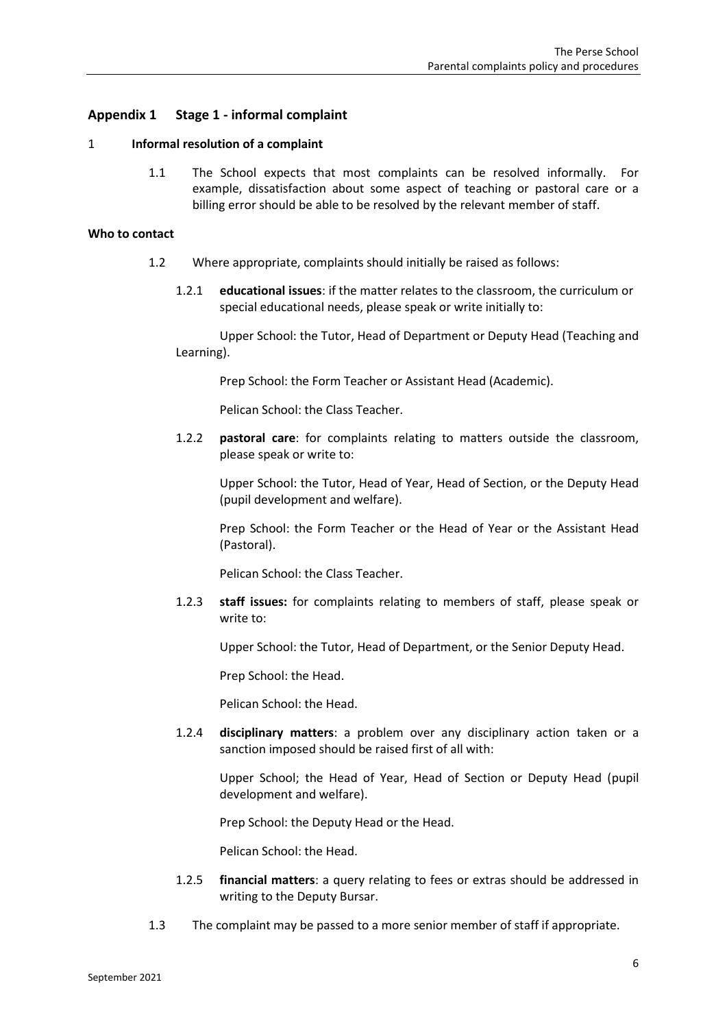## Appendix 1 Stage 1 - informal complaint

1 **Informal resolution of a complaint**

1.1 The School expects that most complaints can be resolved informally. For example, dissatisfaction about some aspect of teaching or pastoral care or a billing error should be able to be resolved by the relevant member of staff.

**Who to contact**

1.2 Where appropriate, complaints should initially be raised as follows:

1.2.1 **educational issues**: if the matter relates to the classroom, the curriculum or special educational needs, please speak or write initially to:

Upper School: the Tutor, Head of Department or Deputy Head (Teaching and Learning).

Prep School: the Form Teacher or Assistant Head (Academic).

Pelican School: the Class Teacher.

1.2.2 **pastoral care**: for complaints relating to matters outside the classroom, please speak or write to:

Upper School: the Tutor, Head of Year, Head of Section, or the Deputy Head (pupil development and welfare).

Prep School: the Form Teacher or the Head of Year or the Assistant Head (Pastoral).

Pelican School: the Class Teacher.

1.2.3 **staff issues:** for complaints relating to members of staff, please speak or write to:

Upper School: the Tutor, Head of Department, or the Senior Deputy Head.

Prep School: the Head.

Pelican School: the Head.

1.2.4 **disciplinary matters**: a problem over any disciplinary action taken or a sanction imposed should be raised first of all with:

Upper School; the Head of Year, Head of Section or Deputy Head (pupil development and welfare).

Prep School: the Deputy Head or the Head.

Pelican School: the Head.

1.2.5 **financial matters**: a query relating to fees or extras should be addressed in writing to the Deputy Bursar.

1.3 The complaint may be passed to a more senior member of staff if appropriate.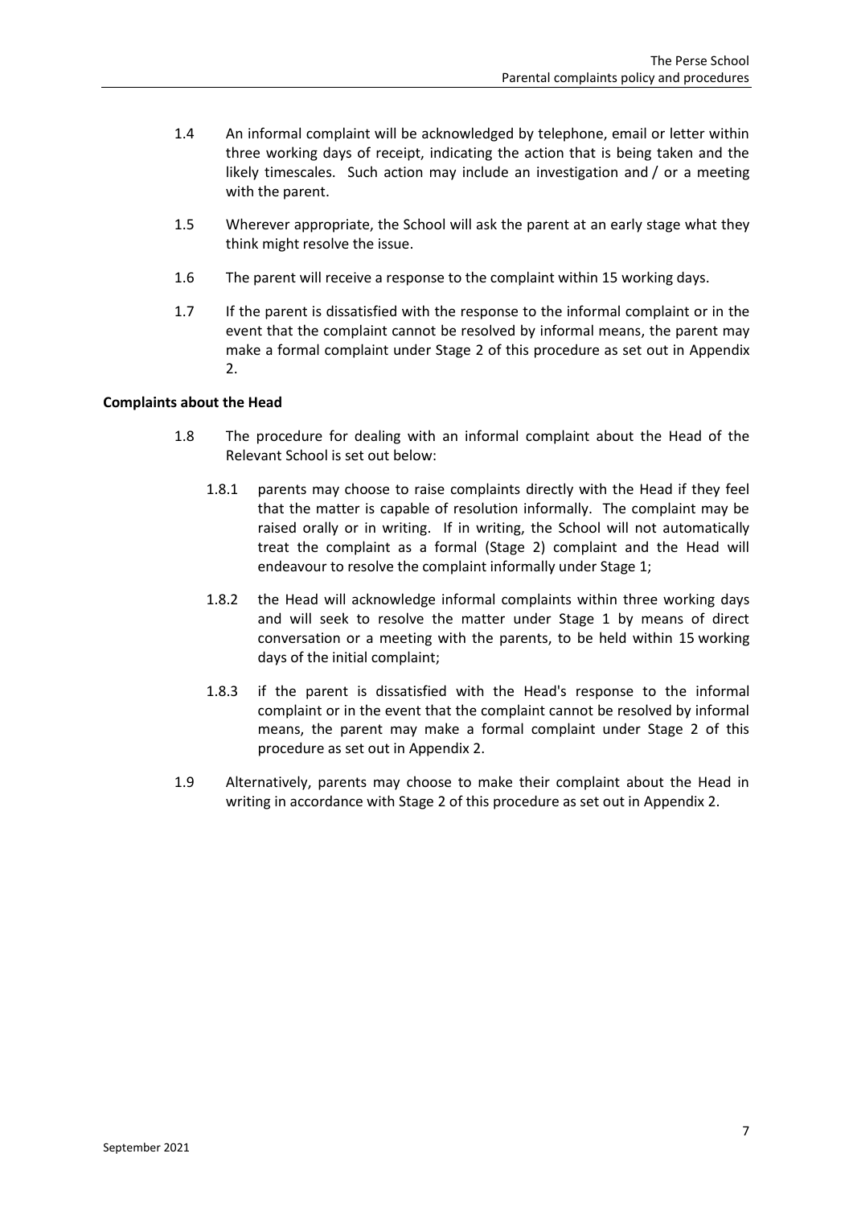1.4 An informal complaint will be acknowledged by telephone, email or letter within three working days of receipt, indicating the action that is being taken and the likely timescales. Such action may include an investigation and / or a meeting with the parent.

1.5 Wherever appropriate, the School will ask the parent at an early stage what they think might resolve the issue.

1.6 The parent will receive a response to the complaint within 15 working days.

1.7 If the parent is dissatisfied with the response to the informal complaint or in the event that the complaint cannot be resolved by informal means, the parent may make a formal complaint under Stage 2 of this procedure as set out in Appendix 2.

**Complaints about the Head**

1.8 The procedure for dealing with an informal complaint about the Head of the Relevant School is set out below:

1.8.1 parents may choose to raise complaints directly with the Head if they feel that the matter is capable of resolution informally. The complaint may be raised orally or in writing. If in writing, the School will not automatically treat the complaint as a formal (Stage 2) complaint and the Head will endeavour to resolve the complaint informally under Stage 1;

1.8.2 the Head will acknowledge informal complaints within three working days and will seek to resolve the matter under Stage 1 by means of direct conversation or a meeting with the parents, to be held within 15 working days of the initial complaint;

1.8.3 if the parent is dissatisfied with the Head's response to the informal complaint or in the event that the complaint cannot be resolved by informal means, the parent may make a formal complaint under Stage 2 of this procedure as set out in Appendix 2.

1.9 Alternatively, parents may choose to make their complaint about the Head in writing in accordance with Stage 2 of this procedure as set out in Appendix 2.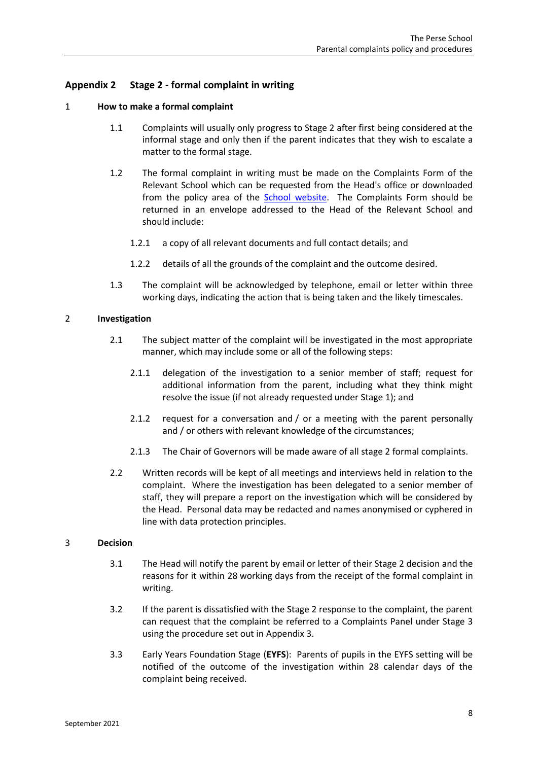## Appendix 2 Stage 2 - formal complaint in writing

### 1 How to make a formal complaint

1.1 Complaints will usually only progress to Stage 2 after first being considered at the informal stage and only then if the parent indicates that they wish to escalate a matter to the formal stage.

1.2 The formal complaint in writing must be made on the Complaints Form of the Relevant School which can be requested from the Head's office or downloaded from the policy area of the School website. The Complaints Form should be returned in an envelope addressed to the Head of the Relevant School and should include:

1.2.1 a copy of all relevant documents and full contact details; and

1.2.2 details of all the grounds of the complaint and the outcome desired.

1.3 The complaint will be acknowledged by telephone, email or letter within three working days, indicating the action that is being taken and the likely timescales.

### 2 Investigation

2.1 The subject matter of the complaint will be investigated in the most appropriate manner, which may include some or all of the following steps:

2.1.1 delegation of the investigation to a senior member of staff; request for additional information from the parent, including what they think might resolve the issue (if not already requested under Stage 1); and

2.1.2 request for a conversation and / or a meeting with the parent personally and / or others with relevant knowledge of the circumstances;

2.1.3 The Chair of Governors will be made aware of all stage 2 formal complaints.

2.2 Written records will be kept of all meetings and interviews held in relation to the complaint. Where the investigation has been delegated to a senior member of staff, they will prepare a report on the investigation which will be considered by the Head. Personal data may be redacted and names anonymised or cyphered in line with data protection principles.

### 3 Decision

3.1 The Head will notify the parent by email or letter of their Stage 2 decision and the reasons for it within 28 working days from the receipt of the formal complaint in writing.

3.2 If the parent is dissatisfied with the Stage 2 response to the complaint, the parent can request that the complaint be referred to a Complaints Panel under Stage 3 using the procedure set out in Appendix 3.

3.3 Early Years Foundation Stage (**EYFS**): Parents of pupils in the EYFS setting will be notified of the outcome of the investigation within 28 calendar days of the complaint being received.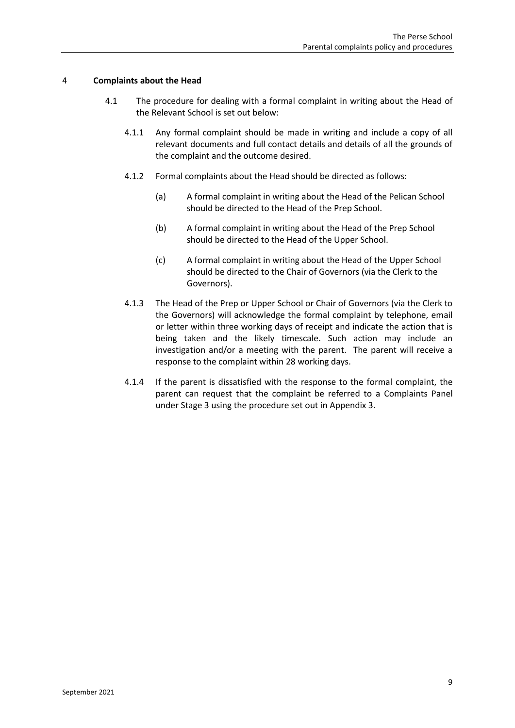## 4 Complaints about the Head

4.1 The procedure for dealing with a formal complaint in writing about the Head of the Relevant School is set out below:

4.1.1 Any formal complaint should be made in writing and include a copy of all relevant documents and full contact details and details of all the grounds of the complaint and the outcome desired.

4.1.2 Formal complaints about the Head should be directed as follows:

(a) A formal complaint in writing about the Head of the Pelican School should be directed to the Head of the Prep School.

(b) A formal complaint in writing about the Head of the Prep School should be directed to the Head of the Upper School.

(c) A formal complaint in writing about the Head of the Upper School should be directed to the Chair of Governors (via the Clerk to the Governors).

4.1.3 The Head of the Prep or Upper School or Chair of Governors (via the Clerk to the Governors) will acknowledge the formal complaint by telephone, email or letter within three working days of receipt and indicate the action that is being taken and the likely timescale. Such action may include an investigation and/or a meeting with the parent. The parent will receive a response to the complaint within 28 working days.

4.1.4 If the parent is dissatisfied with the response to the formal complaint, the parent can request that the complaint be referred to a Complaints Panel under Stage 3 using the procedure set out in Appendix 3.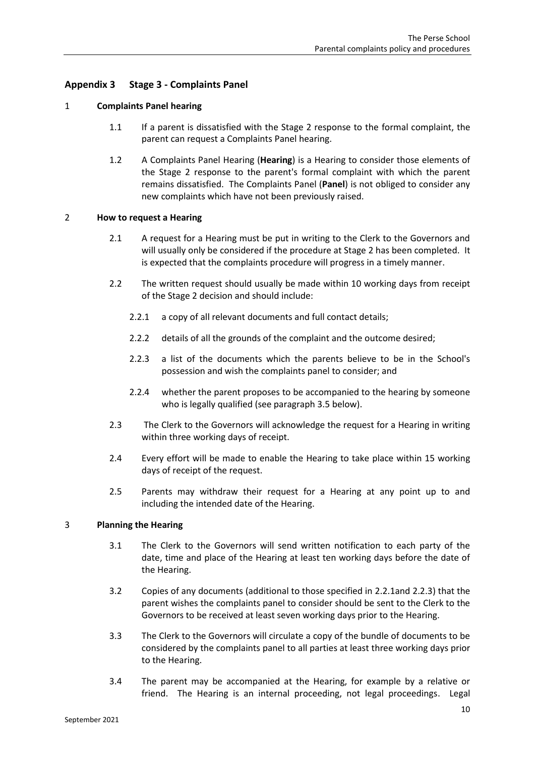## Appendix 3 Stage 3 - Complaints Panel

### 1 Complaints Panel hearing

1.1 If a parent is dissatisfied with the Stage 2 response to the formal complaint, the parent can request a Complaints Panel hearing.

1.2 A Complaints Panel Hearing (**Hearing**) is a Hearing to consider those elements of the Stage 2 response to the parent's formal complaint with which the parent remains dissatisfied. The Complaints Panel (**Panel**) is not obliged to consider any new complaints which have not been previously raised.

### 2 How to request a Hearing

2.1 A request for a Hearing must be put in writing to the Clerk to the Governors and will usually only be considered if the procedure at Stage 2 has been completed. It is expected that the complaints procedure will progress in a timely manner.

2.2 The written request should usually be made within 10 working days from receipt of the Stage 2 decision and should include:

2.2.1 a copy of all relevant documents and full contact details;

2.2.2 details of all the grounds of the complaint and the outcome desired;

2.2.3 a list of the documents which the parents believe to be in the School's possession and wish the complaints panel to consider; and

2.2.4 whether the parent proposes to be accompanied to the hearing by someone who is legally qualified (see paragraph 3.5 below).

2.3 The Clerk to the Governors will acknowledge the request for a Hearing in writing within three working days of receipt.

2.4 Every effort will be made to enable the Hearing to take place within 15 working days of receipt of the request.

2.5 Parents may withdraw their request for a Hearing at any point up to and including the intended date of the Hearing.

### 3 Planning the Hearing

3.1 The Clerk to the Governors will send written notification to each party of the date, time and place of the Hearing at least ten working days before the date of the Hearing.

3.2 Copies of any documents (additional to those specified in 2.2.1and 2.2.3) that the parent wishes the complaints panel to consider should be sent to the Clerk to the Governors to be received at least seven working days prior to the Hearing.

3.3 The Clerk to the Governors will circulate a copy of the bundle of documents to be considered by the complaints panel to all parties at least three working days prior to the Hearing.

3.4 The parent may be accompanied at the Hearing, for example by a relative or friend. The Hearing is an internal proceeding, not legal proceedings. Legal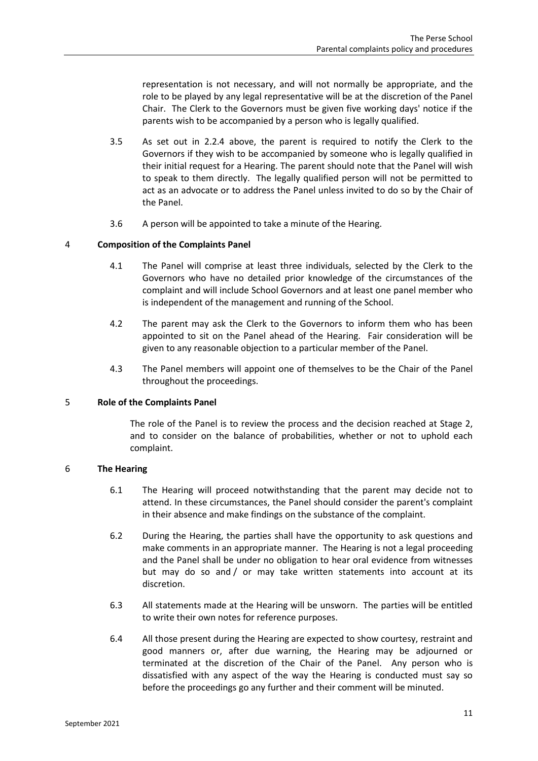representation is not necessary, and will not normally be appropriate, and the role to be played by any legal representative will be at the discretion of the Panel Chair. The Clerk to the Governors must be given five working days' notice if the parents wish to be accompanied by a person who is legally qualified.

3.5 As set out in 2.2.4 above, the parent is required to notify the Clerk to the Governors if they wish to be accompanied by someone who is legally qualified in their initial request for a Hearing. The parent should note that the Panel will wish to speak to them directly. The legally qualified person will not be permitted to act as an advocate or to address the Panel unless invited to do so by the Chair of the Panel.

3.6 A person will be appointed to take a minute of the Hearing.

## 4 Composition of the Complaints Panel

4.1 The Panel will comprise at least three individuals, selected by the Clerk to the Governors who have no detailed prior knowledge of the circumstances of the complaint and will include School Governors and at least one panel member who is independent of the management and running of the School.

4.2 The parent may ask the Clerk to the Governors to inform them who has been appointed to sit on the Panel ahead of the Hearing. Fair consideration will be given to any reasonable objection to a particular member of the Panel.

4.3 The Panel members will appoint one of themselves to be the Chair of the Panel throughout the proceedings.

## 5 Role of the Complaints Panel

The role of the Panel is to review the process and the decision reached at Stage 2, and to consider on the balance of probabilities, whether or not to uphold each complaint.

## 6 The Hearing

6.1 The Hearing will proceed notwithstanding that the parent may decide not to attend. In these circumstances, the Panel should consider the parent's complaint in their absence and make findings on the substance of the complaint.

6.2 During the Hearing, the parties shall have the opportunity to ask questions and make comments in an appropriate manner. The Hearing is not a legal proceeding and the Panel shall be under no obligation to hear oral evidence from witnesses but may do so and / or may take written statements into account at its discretion.

6.3 All statements made at the Hearing will be unsworn. The parties will be entitled to write their own notes for reference purposes.

6.4 All those present during the Hearing are expected to show courtesy, restraint and good manners or, after due warning, the Hearing may be adjourned or terminated at the discretion of the Chair of the Panel. Any person who is dissatisfied with any aspect of the way the Hearing is conducted must say so before the proceedings go any further and their comment will be minuted.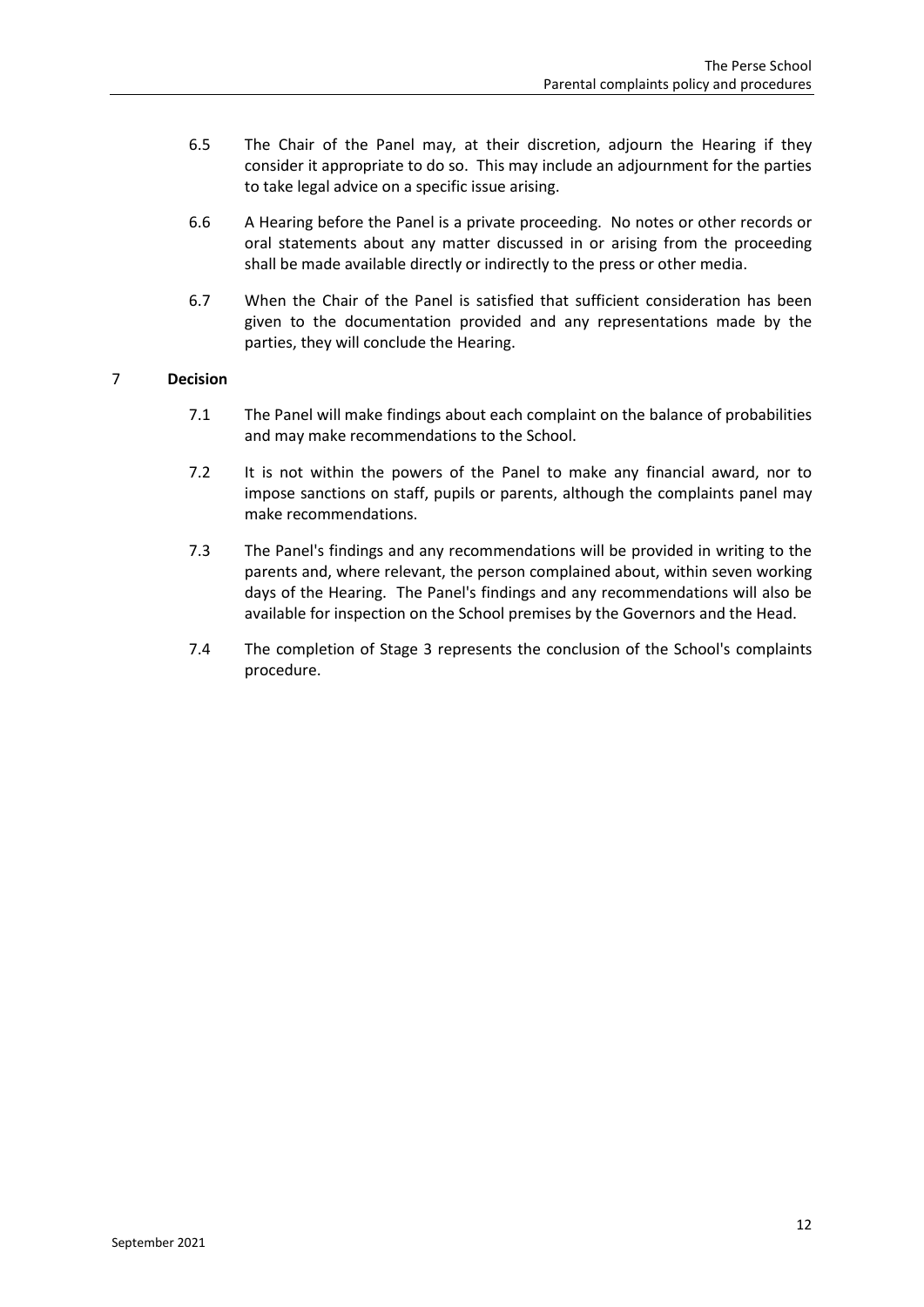6.5 The Chair of the Panel may, at their discretion, adjourn the Hearing if they consider it appropriate to do so. This may include an adjournment for the parties to take legal advice on a specific issue arising.

6.6 A Hearing before the Panel is a private proceeding. No notes or other records or oral statements about any matter discussed in or arising from the proceeding shall be made available directly or indirectly to the press or other media.

6.7 When the Chair of the Panel is satisfied that sufficient consideration has been given to the documentation provided and any representations made by the parties, they will conclude the Hearing.

## 7 Decision

7.1 The Panel will make findings about each complaint on the balance of probabilities and may make recommendations to the School.

7.2 It is not within the powers of the Panel to make any financial award, nor to impose sanctions on staff, pupils or parents, although the complaints panel may make recommendations.

7.3 The Panel's findings and any recommendations will be provided in writing to the parents and, where relevant, the person complained about, within seven working days of the Hearing. The Panel's findings and any recommendations will also be available for inspection on the School premises by the Governors and the Head.

7.4 The completion of Stage 3 represents the conclusion of the School's complaints procedure.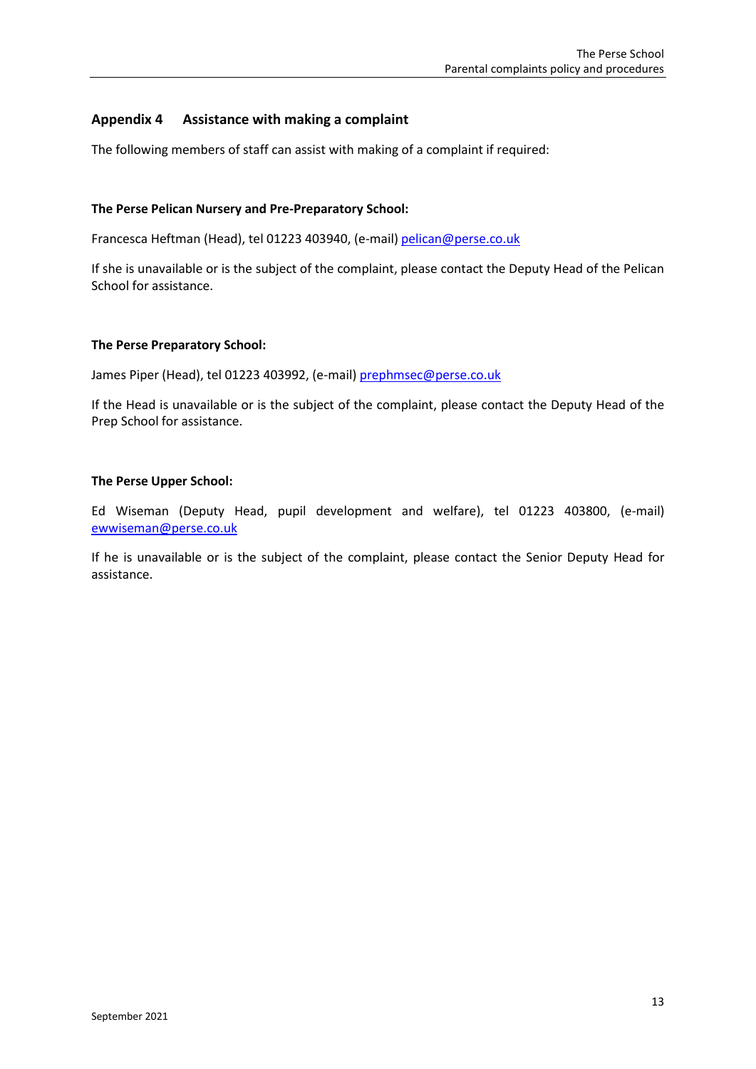## Appendix 4 Assistance with making a complaint

The following members of staff can assist with making of a complaint if required:

**The Perse Pelican Nursery and Pre-Preparatory School:**

Francesca Heftman (Head), tel 01223 403940, (e-mail) pelican@perse.co.uk

If she is unavailable or is the subject of the complaint, please contact the Deputy Head of the Pelican School for assistance.

**The Perse Preparatory School:**

James Piper (Head), tel 01223 403992, (e-mail) prephmsec@perse.co.uk

If the Head is unavailable or is the subject of the complaint, please contact the Deputy Head of the Prep School for assistance.

**The Perse Upper School:**

Ed Wiseman (Deputy Head, pupil development and welfare), tel 01223 403800, (e-mail) ewwiseman@perse.co.uk

If he is unavailable or is the subject of the complaint, please contact the Senior Deputy Head for assistance.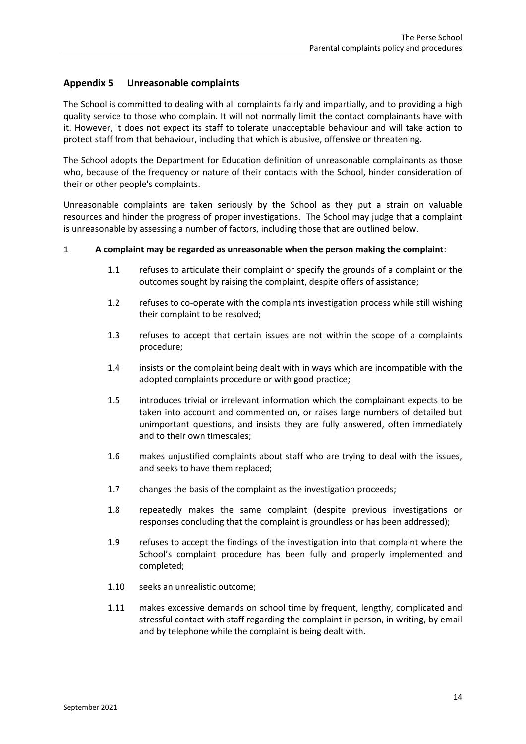## Appendix 5 Unreasonable complaints

The School is committed to dealing with all complaints fairly and impartially, and to providing a high quality service to those who complain. It will not normally limit the contact complainants have with it. However, it does not expect its staff to tolerate unacceptable behaviour and will take action to protect staff from that behaviour, including that which is abusive, offensive or threatening.

The School adopts the Department for Education definition of unreasonable complainants as those who, because of the frequency or nature of their contacts with the School, hinder consideration of their or other people's complaints.

Unreasonable complaints are taken seriously by the School as they put a strain on valuable resources and hinder the progress of proper investigations. The School may judge that a complaint is unreasonable by assessing a number of factors, including those that are outlined below.

1 **A complaint may be regarded as unreasonable when the person making the complaint**:

- 1.1 refuses to articulate their complaint or specify the grounds of a complaint or the outcomes sought by raising the complaint, despite offers of assistance;
- 1.2 refuses to co-operate with the complaints investigation process while still wishing their complaint to be resolved;
- 1.3 refuses to accept that certain issues are not within the scope of a complaints procedure;
- 1.4 insists on the complaint being dealt with in ways which are incompatible with the adopted complaints procedure or with good practice;
- 1.5 introduces trivial or irrelevant information which the complainant expects to be taken into account and commented on, or raises large numbers of detailed but unimportant questions, and insists they are fully answered, often immediately and to their own timescales;
- 1.6 makes unjustified complaints about staff who are trying to deal with the issues, and seeks to have them replaced;
- 1.7 changes the basis of the complaint as the investigation proceeds;
- 1.8 repeatedly makes the same complaint (despite previous investigations or responses concluding that the complaint is groundless or has been addressed);
- 1.9 refuses to accept the findings of the investigation into that complaint where the School's complaint procedure has been fully and properly implemented and completed;
- 1.10 seeks an unrealistic outcome;
- 1.11 makes excessive demands on school time by frequent, lengthy, complicated and stressful contact with staff regarding the complaint in person, in writing, by email and by telephone while the complaint is being dealt with.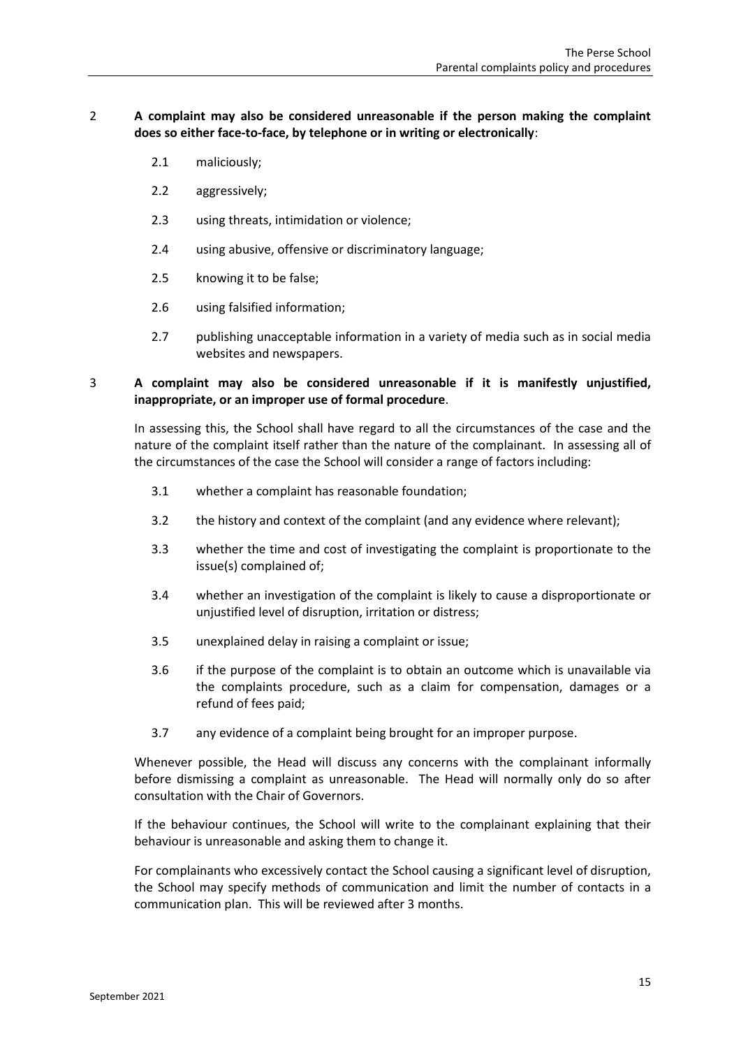2 **A complaint may also be considered unreasonable if the person making the complaint does so either face-to-face, by telephone or in writing or electronically**:

- 2.1 maliciously;
- 2.2 aggressively;
- 2.3 using threats, intimidation or violence;
- 2.4 using abusive, offensive or discriminatory language;
- 2.5 knowing it to be false;
- 2.6 using falsified information;
- 2.7 publishing unacceptable information in a variety of media such as in social media websites and newspapers.

3 **A complaint may also be considered unreasonable if it is manifestly unjustified, inappropriate, or an improper use of formal procedure**.

In assessing this, the School shall have regard to all the circumstances of the case and the nature of the complaint itself rather than the nature of the complainant. In assessing all of the circumstances of the case the School will consider a range of factors including:

- 3.1 whether a complaint has reasonable foundation;
- 3.2 the history and context of the complaint (and any evidence where relevant);
- 3.3 whether the time and cost of investigating the complaint is proportionate to the issue(s) complained of;
- 3.4 whether an investigation of the complaint is likely to cause a disproportionate or unjustified level of disruption, irritation or distress;
- 3.5 unexplained delay in raising a complaint or issue;
- 3.6 if the purpose of the complaint is to obtain an outcome which is unavailable via the complaints procedure, such as a claim for compensation, damages or a refund of fees paid;
- 3.7 any evidence of a complaint being brought for an improper purpose.

Whenever possible, the Head will discuss any concerns with the complainant informally before dismissing a complaint as unreasonable. The Head will normally only do so after consultation with the Chair of Governors.

If the behaviour continues, the School will write to the complainant explaining that their behaviour is unreasonable and asking them to change it.

For complainants who excessively contact the School causing a significant level of disruption, the School may specify methods of communication and limit the number of contacts in a communication plan. This will be reviewed after 3 months.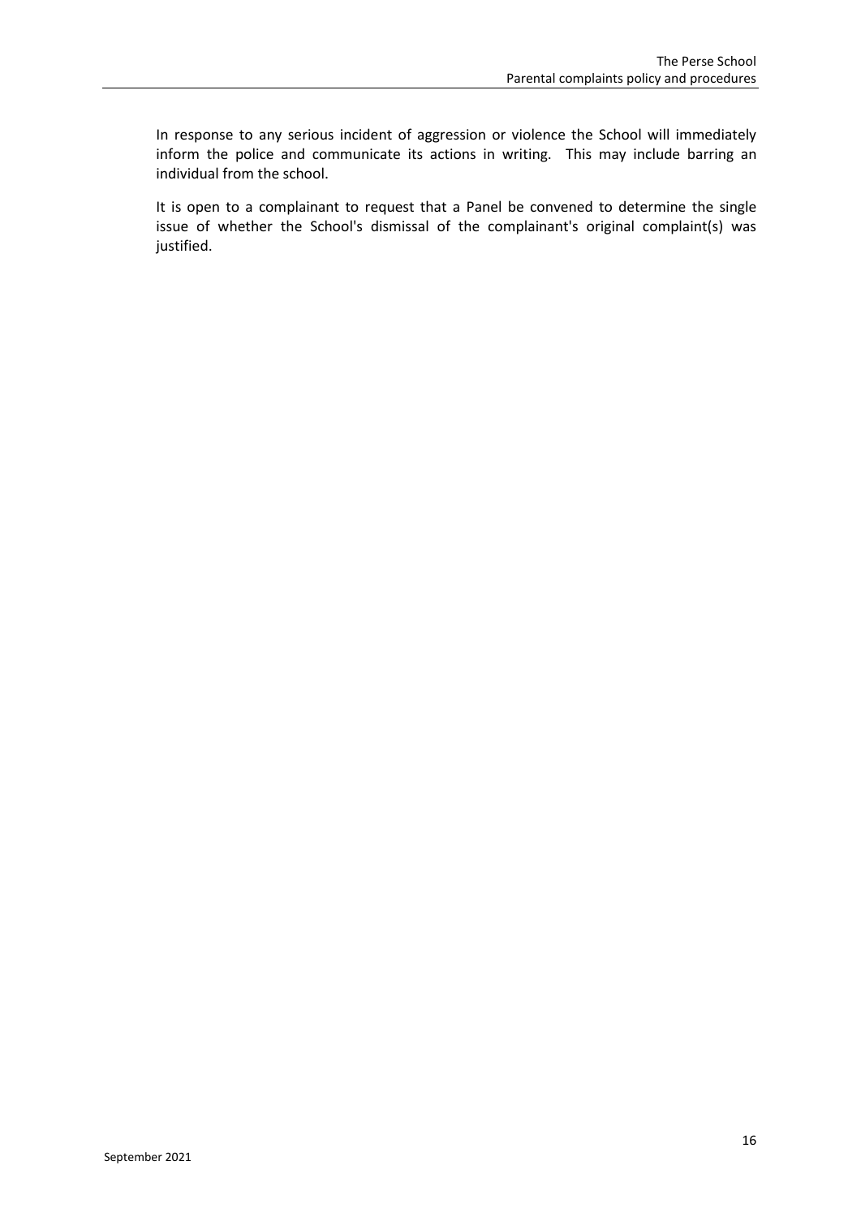In response to any serious incident of aggression or violence the School will immediately inform the police and communicate its actions in writing. This may include barring an individual from the school.

It is open to a complainant to request that a Panel be convened to determine the single issue of whether the School's dismissal of the complainant's original complaint(s) was justified.